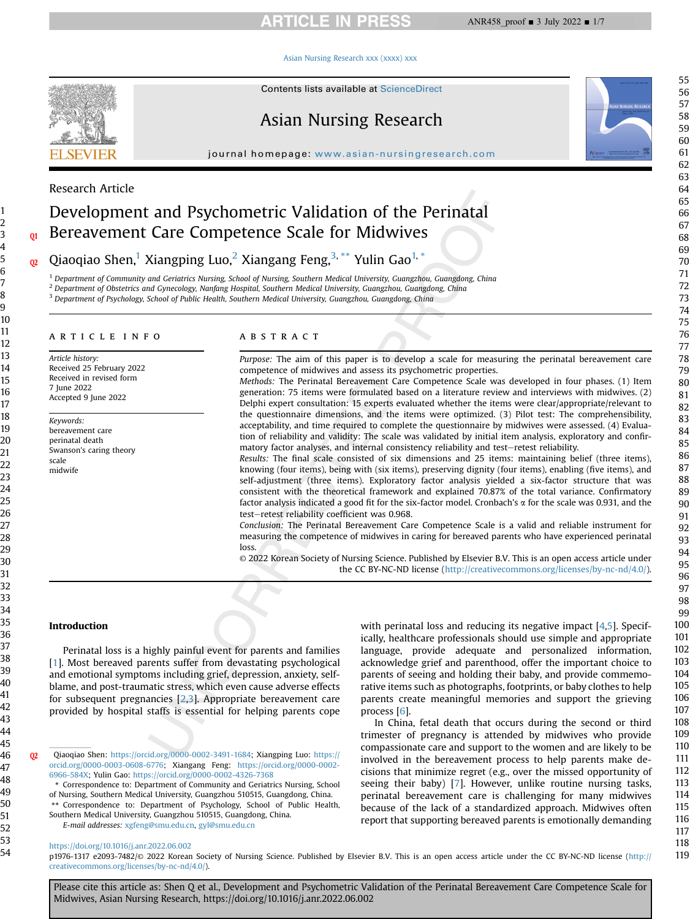Research Article

# Development and Psychometric Validation of the Perinatal Bereavement Care Competence Scale for Midwives

Qiaoqiao Shen,[1] Xiangping Luo,[2] Xiangang Feng,[3,**] Yulin Gao[1,*]

[1] Department of Community and Geriatrics Nursing, School of Nursing, Southern Medical University, Guangzhou, Guangdong, China
[2] Department of Obstetrics and Gynecology, Nanfang Hospital, Southern Medical University, Guangzhou, Guangdong, China
[3] Department of Psychology, School of Public Health, Southern Medical University, Guangzhou, Guangdong, China

## ARTICLE INFO

*Article history:*
Received 25 February 2022
Received in revised form
7 June 2022
Accepted 9 June 2022

*Keywords:*
bereavement care
perinatal death
Swanson's caring theory
scale
midwife

## ABSTRACT

*Purpose:* The aim of this paper is to develop a scale for measuring the perinatal bereavement care competence of midwives and assess its psychometric properties.

*Methods:* The Perinatal Bereavement Care Competence Scale was developed in four phases. (1) Item generation: 75 items were formulated based on a literature review and interviews with midwives. (2) Delphi expert consultation: 15 experts evaluated whether the items were clear/appropriate/relevant to the questionnaire dimensions, and the items were optimized. (3) Pilot test: The comprehensibility, acceptability, and time required to complete the questionnaire by midwives were assessed. (4) Evaluation of reliability and validity: The scale was validated by initial item analysis, exploratory and confirmatory factor analyses, and internal consistency reliability and test−retest reliability.

*Results:* The final scale consisted of six dimensions and 25 items: maintaining belief (three items), knowing (four items), being with (six items), preserving dignity (four items), enabling (five items), and self-adjustment (three items). Exploratory factor analysis yielded a six-factor structure that was consistent with the theoretical framework and explained 70.87% of the total variance. Confirmatory factor analysis indicated a good fit for the six-factor model. Cronbach's α for the scale was 0.931, and the test−retest reliability coefficient was 0.968.

*Conclusion:* The Perinatal Bereavement Care Competence Scale is a valid and reliable instrument for measuring the competence of midwives in caring for bereaved parents who have experienced perinatal loss.

© 2022 Korean Society of Nursing Science. Published by Elsevier B.V. This is an open access article under the CC BY-NC-ND license (http://creativecommons.org/licenses/by-nc-nd/4.0/).

## Introduction

Perinatal loss is a highly painful event for parents and families [1]. Most bereaved parents suffer from devastating psychological and emotional symptoms including grief, depression, anxiety, self-blame, and post-traumatic stress, which even cause adverse effects for subsequent pregnancies [2,3]. Appropriate bereavement care provided by hospital staffs is essential for helping parents cope with perinatal loss and reducing its negative impact [4,5]. Specifically, healthcare professionals should use simple and appropriate language, provide adequate and personalized information, acknowledge grief and parenthood, offer the important choice to parents of seeing and holding their baby, and provide commemorative items such as photographs, footprints, or baby clothes to help parents create meaningful memories and support the grieving process [6].

In China, fetal death that occurs during the second or third trimester of pregnancy is attended by midwives who provide compassionate care and support to the women and are likely to be involved in the bereavement process to help parents make decisions that minimize regret (e.g., over the missed opportunity of seeing their baby) [7]. However, unlike routine nursing tasks, perinatal bereavement care is challenging for many midwives because of the lack of a standardized approach. Midwives often report that supporting bereaved parents is emotionally demanding

Qiaoqiao Shen: https://orcid.org/0000-0002-3491-1684; Xiangping Luo: https://orcid.org/0000-0003-0608-6776; Xiangang Feng: https://orcid.org/0000-0002-6966-584X; Yulin Gao: https://orcid.org/0000-0002-4326-7368

\* Correspondence to: Department of Community and Geriatrics Nursing, School of Nursing, Southern Medical University, Guangzhou 510515, Guangdong, China.
\*\* Correspondence to: Department of Psychology, School of Public Health, Southern Medical University, Guangzhou 510515, Guangdong, China.
*E-mail addresses:* xgfeng@smu.edu.cn, gyl@smu.edu.cn

https://doi.org/10.1016/j.anr.2022.06.002
p1976-1317 e2093-7482/© 2022 Korean Society of Nursing Science. Published by Elsevier B.V. This is an open access article under the CC BY-NC-ND license (http://creativecommons.org/licenses/by-nc-nd/4.0/).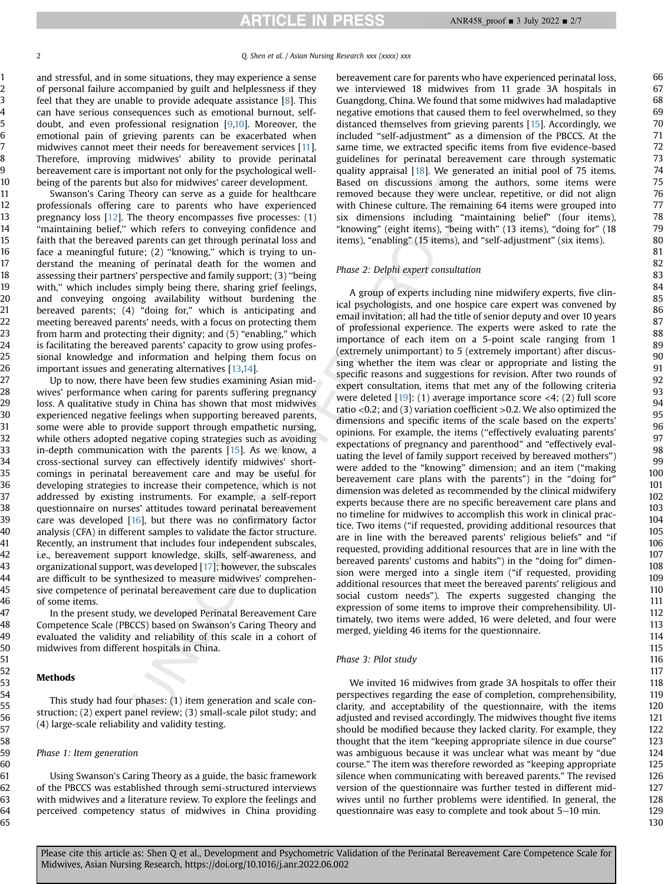and stressful, and in some situations, they may experience a sense of personal failure accompanied by guilt and helplessness if they feel that they are unable to provide adequate assistance [8]. This can have serious consequences such as emotional burnout, self-doubt, and even professional resignation [9,10]. Moreover, the emotional pain of grieving parents can be exacerbated when midwives cannot meet their needs for bereavement services [11]. Therefore, improving midwives' ability to provide perinatal bereavement care is important not only for the psychological well-being of the parents but also for midwives' career development.

Swanson's Caring Theory can serve as a guide for healthcare professionals offering care to parents who have experienced pregnancy loss [12]. The theory encompasses five processes: (1) ''maintaining belief,'' which refers to conveying confidence and faith that the bereaved parents can get through perinatal loss and face a meaningful future; (2) ''knowing,'' which is trying to understand the meaning of perinatal death for the women and assessing their partners' perspective and family support; (3) "being with,'' which includes simply being there, sharing grief feelings, and conveying ongoing availability without burdening the bereaved parents; (4) "doing for," which is anticipating and meeting bereaved parents' needs, with a focus on protecting them from harm and protecting their dignity; and (5) "enabling," which is facilitating the bereaved parents' capacity to grow using professional knowledge and information and helping them focus on important issues and generating alternatives [13,14].

Up to now, there have been few studies examining Asian midwives' performance when caring for parents suffering pregnancy loss. A qualitative study in China has shown that most midwives experienced negative feelings when supporting bereaved parents, some were able to provide support through empathetic nursing, while others adopted negative coping strategies such as avoiding in-depth communication with the parents [15]. As we know, a cross-sectional survey can effectively identify midwives' shortcomings in perinatal bereavement care and may be useful for developing strategies to increase their competence, which is not addressed by existing instruments. For example, a self-report questionnaire on nurses' attitudes toward perinatal bereavement care was developed [16], but there was no confirmatory factor analysis (CFA) in different samples to validate the factor structure. Recently, an instrument that includes four independent subscales, i.e., bereavement support knowledge, skills, self-awareness, and organizational support, was developed [17]; however, the subscales are difficult to be synthesized to measure midwives' comprehensive competence of perinatal bereavement care due to duplication of some items.

In the present study, we developed Perinatal Bereavement Care Competence Scale (PBCCS) based on Swanson's Caring Theory and evaluated the validity and reliability of this scale in a cohort of midwives from different hospitals in China.

## Methods

This study had four phases: (1) item generation and scale construction; (2) expert panel review; (3) small-scale pilot study; and (4) large-scale reliability and validity testing.

### *Phase 1: Item generation*

Using Swanson's Caring Theory as a guide, the basic framework of the PBCCS was established through semi-structured interviews with midwives and a literature review. To explore the feelings and perceived competency status of midwives in China providing bereavement care for parents who have experienced perinatal loss, we interviewed 18 midwives from 11 grade 3A hospitals in Guangdong, China. We found that some midwives had maladaptive negative emotions that caused them to feel overwhelmed, so they distanced themselves from grieving parents [15]. Accordingly, we included "self-adjustment" as a dimension of the PBCCS. At the same time, we extracted specific items from five evidence-based guidelines for perinatal bereavement care through systematic quality appraisal [18]. We generated an initial pool of 75 items. Based on discussions among the authors, some items were removed because they were unclear, repetitive, or did not align with Chinese culture. The remaining 64 items were grouped into six dimensions including "maintaining belief" (four items), "knowing" (eight items), "being with" (13 items), "doing for" (18 items), "enabling" (15 items), and "self-adjustment" (six items).

### *Phase 2: Delphi expert consultation*

A group of experts including nine midwifery experts, five clinical psychologists, and one hospice care expert was convened by email invitation; all had the title of senior deputy and over 10 years of professional experience. The experts were asked to rate the importance of each item on a 5-point scale ranging from 1 (extremely unimportant) to 5 (extremely important) after discussing whether the item was clear or appropriate and listing the specific reasons and suggestions for revision. After two rounds of expert consultation, items that met any of the following criteria were deleted [19]: (1) average importance score <4; (2) full score ratio <0.2; and (3) variation coefficient >0.2. We also optimized the dimensions and specific items of the scale based on the experts' opinions. For example, the items ("effectively evaluating parents' expectations of pregnancy and parenthood" and "effectively evaluating the level of family support received by bereaved mothers") were added to the "knowing" dimension; and an item ("making bereavement care plans with the parents") in the "doing for" dimension was deleted as recommended by the clinical midwifery experts because there are no specific bereavement care plans and no timeline for midwives to accomplish this work in clinical practice. Two items ("if requested, providing additional resources that are in line with the bereaved parents' religious beliefs" and "if requested, providing additional resources that are in line with the bereaved parents' customs and habits") in the "doing for" dimension were merged into a single item ("if requested, providing additional resources that meet the bereaved parents' religious and social custom needs"). The experts suggested changing the expression of some items to improve their comprehensibility. Ultimately, two items were added, 16 were deleted, and four were merged, yielding 46 items for the questionnaire.

### *Phase 3: Pilot study*

We invited 16 midwives from grade 3A hospitals to offer their perspectives regarding the ease of completion, comprehensibility, clarity, and acceptability of the questionnaire, with the items adjusted and revised accordingly. The midwives thought five items should be modified because they lacked clarity. For example, they thought that the item "keeping appropriate silence in due course" was ambiguous because it was unclear what was meant by "due course." The item was therefore reworded as "keeping appropriate silence when communicating with bereaved parents." The revised version of the questionnaire was further tested in different midwives until no further problems were identified. In general, the questionnaire was easy to complete and took about 5–10 min.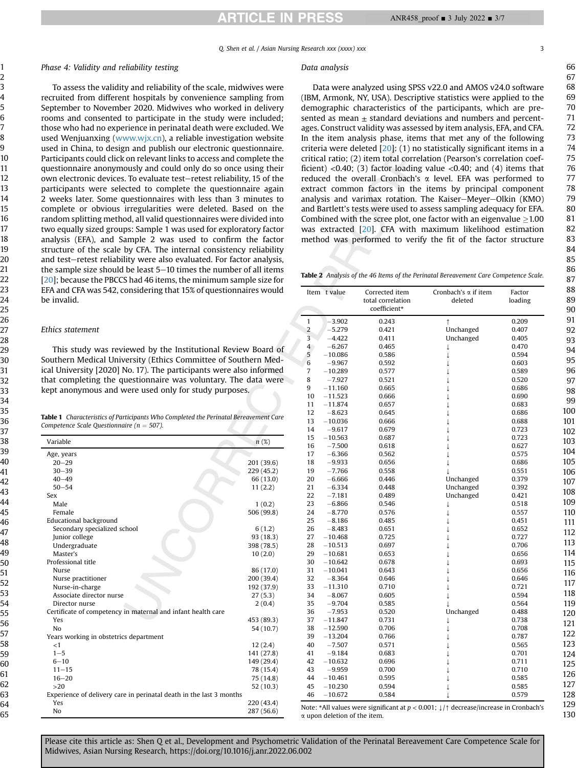### Phase 4: Validity and reliability testing

To assess the validity and reliability of the scale, midwives were recruited from different hospitals by convenience sampling from September to November 2020. Midwives who worked in delivery rooms and consented to participate in the study were included; those who had no experience in perinatal death were excluded. We used Wenjuanxing (www.wjx.cn), a reliable investigation website used in China, to design and publish our electronic questionnaire. Participants could click on relevant links to access and complete the questionnaire anonymously and could only do so once using their own electronic devices. To evaluate test–retest reliability, 15 of the participants were selected to complete the questionnaire again 2 weeks later. Some questionnaires with less than 3 minutes to complete or obvious irregularities were deleted. Based on the random splitting method, all valid questionnaires were divided into two equally sized groups: Sample 1 was used for exploratory factor analysis (EFA), and Sample 2 was used to confirm the factor structure of the scale by CFA. The internal consistency reliability and test–retest reliability were also evaluated. For factor analysis, the sample size should be least 5–10 times the number of all items [20]; because the PBCCS had 46 items, the minimum sample size for EFA and CFA was 542, considering that 15% of questionnaires would be invalid.

### Ethics statement

This study was reviewed by the Institutional Review Board of Southern Medical University (Ethics Committee of Southern Medical University [2020] No. 17). The participants were also informed that completing the questionnaire was voluntary. The data were kept anonymous and were used only for study purposes.

**Table 1** *Characteristics of Participants Who Completed the Perinatal Bereavement Care Competence Scale Questionnaire (n = 507).*

| Variable | n (%) |
|---|---|
| Age, years | |
| 20–29 | 201 (39.6) |
| 30–39 | 229 (45.2) |
| 40–49 | 66 (13.0) |
| 50–54 | 11 (2.2) |
| Sex | |
| Male | 1 (0.2) |
| Female | 506 (99.8) |
| Educational background | |
| Secondary specialized school | 6 (1.2) |
| Junior college | 93 (18.3) |
| Undergraduate | 398 (78.5) |
| Master's | 10 (2.0) |
| Professional title | |
| Nurse | 86 (17.0) |
| Nurse practitioner | 200 (39.4) |
| Nurse-in-charge | 192 (37.9) |
| Associate director nurse | 27 (5.3) |
| Director nurse | 2 (0.4) |
| Certificate of competency in maternal and infant health care | |
| Yes | 453 (89.3) |
| No | 54 (10.7) |
| Years working in obstetrics department | |
| <1 | 12 (2.4) |
| 1–5 | 141 (27.8) |
| 6–10 | 149 (29.4) |
| 11–15 | 78 (15.4) |
| 16–20 | 75 (14.8) |
| >20 | 52 (10.3) |
| Experience of delivery care in perinatal death in the last 3 months | |
| Yes | 220 (43.4) |
| No | 287 (56.6) |

### Data analysis

Data were analyzed using SPSS v22.0 and AMOS v24.0 software (IBM, Armonk, NY, USA). Descriptive statistics were applied to the demographic characteristics of the participants, which are presented as mean ± standard deviations and numbers and percentages. Construct validity was assessed by item analysis, EFA, and CFA. In the item analysis phase, items that met any of the following criteria were deleted [20]: (1) no statistically significant items in a critical ratio; (2) item total correlation (Pearson's correlation coefficient) <0.40; (3) factor loading value <0.40; and (4) items that reduced the overall Cronbach's α level. EFA was performed to extract common factors in the items by principal component analysis and varimax rotation. The Kaiser–Meyer–Olkin (KMO) and Bartlett's tests were used to assess sampling adequacy for EFA. Combined with the scree plot, one factor with an eigenvalue ≥1.00 was extracted [20]. CFA with maximum likelihood estimation method was performed to verify the fit of the factor structure

**Table 2** *Analysis of the 46 Items of the Perinatal Bereavement Care Competence Scale.*

| Item | t value | Corrected item total correlation coefficient* | Cronbach's α if item deleted | Factor loading |
|---|---|---|---|---|
| 1 | −3.902 | 0.243 | ↑ | 0.209 |
| 2 | −5.279 | 0.421 | Unchanged | 0.407 |
| 3 | −4.422 | 0.411 | Unchanged | 0.405 |
| 4 | −6.267 | 0.465 | ↓ | 0.470 |
| 5 | −10.086 | 0.586 | ↓ | 0.594 |
| 6 | −9.967 | 0.592 | ↓ | 0.603 |
| 7 | −10.289 | 0.577 | ↓ | 0.589 |
| 8 | −7.927 | 0.521 | ↓ | 0.520 |
| 9 | −11.160 | 0.665 | ↓ | 0.686 |
| 10 | −11.523 | 0.666 | ↓ | 0.690 |
| 11 | −11.874 | 0.657 | ↓ | 0.683 |
| 12 | −8.623 | 0.645 | ↓ | 0.686 |
| 13 | −10.036 | 0.666 | ↓ | 0.688 |
| 14 | −9.617 | 0.679 | ↓ | 0.723 |
| 15 | −10.563 | 0.687 | ↓ | 0.723 |
| 16 | −7.500 | 0.618 | ↓ | 0.627 |
| 17 | −6.366 | 0.562 | ↓ | 0.575 |
| 18 | −9.933 | 0.656 | ↓ | 0.686 |
| 19 | −7.766 | 0.558 | ↓ | 0.551 |
| 20 | −6.666 | 0.446 | Unchanged | 0.379 |
| 21 | −6.334 | 0.448 | Unchanged | 0.392 |
| 22 | −7.181 | 0.489 | Unchanged | 0.421 |
| 23 | −6.866 | 0.546 | ↓ | 0.518 |
| 24 | −8.770 | 0.576 | ↓ | 0.557 |
| 25 | −8.186 | 0.485 | ↓ | 0.451 |
| 26 | −8.483 | 0.651 | ↓ | 0.652 |
| 27 | −10.468 | 0.725 | ↓ | 0.727 |
| 28 | −10.513 | 0.697 | ↓ | 0.706 |
| 29 | −10.681 | 0.653 | ↓ | 0.656 |
| 30 | −10.642 | 0.678 | ↓ | 0.693 |
| 31 | −10.041 | 0.643 | ↓ | 0.656 |
| 32 | −8.364 | 0.646 | ↓ | 0.646 |
| 33 | −11.310 | 0.710 | ↓ | 0.721 |
| 34 | −8.067 | 0.605 | ↓ | 0.594 |
| 35 | −9.704 | 0.585 | ↓ | 0.564 |
| 36 | −7.953 | 0.520 | Unchanged | 0.488 |
| 37 | −11.847 | 0.731 | ↓ | 0.738 |
| 38 | −12.590 | 0.706 | ↓ | 0.708 |
| 39 | −13.204 | 0.766 | ↓ | 0.787 |
| 40 | −7.507 | 0.571 | ↓ | 0.565 |
| 41 | −9.184 | 0.683 | ↓ | 0.701 |
| 42 | −10.632 | 0.696 | ↓ | 0.711 |
| 43 | −9.959 | 0.700 | ↓ | 0.710 |
| 44 | −10.461 | 0.595 | ↓ | 0.585 |
| 45 | −10.230 | 0.594 | ↓ | 0.585 |
| 46 | −10.672 | 0.584 | ↓ | 0.579 |

Note: *All values were significant at $p < 0.001$; ↓/↑ decrease/increase in Cronbach's α upon deletion of the item.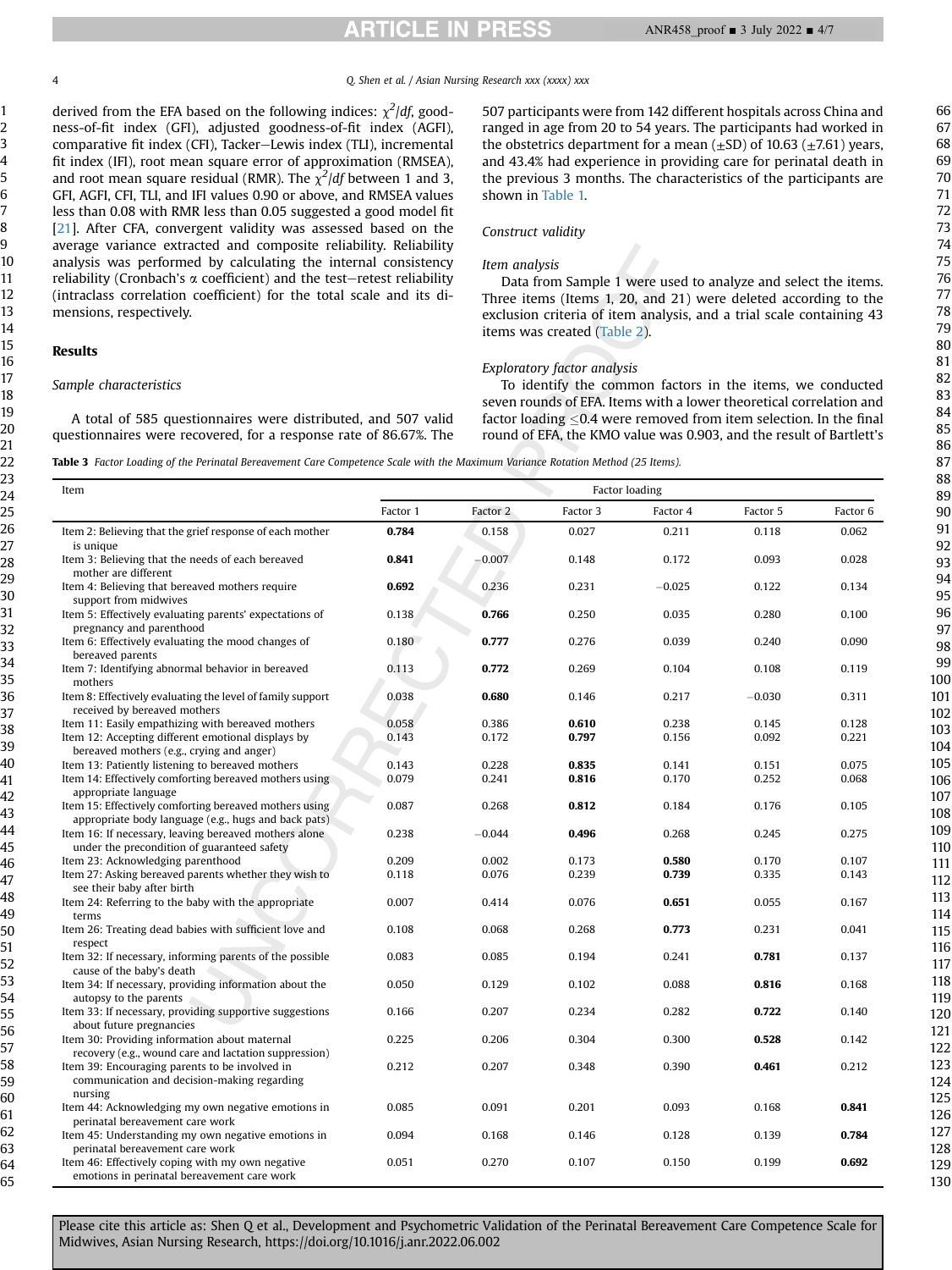derived from the EFA based on the following indices: $\chi^2/df$, goodness-of-fit index (GFI), adjusted goodness-of-fit index (AGFI), comparative fit index (CFI), Tacker–Lewis index (TLI), incremental fit index (IFI), root mean square error of approximation (RMSEA), and root mean square residual (RMR). The $\chi^2/df$ between 1 and 3, GFI, AGFI, CFI, TLI, and IFI values 0.90 or above, and RMSEA values less than 0.08 with RMR less than 0.05 suggested a good model fit [21]. After CFA, convergent validity was assessed based on the average variance extracted and composite reliability. Reliability analysis was performed by calculating the internal consistency reliability (Cronbach's $\alpha$ coefficient) and the test–retest reliability (intraclass correlation coefficient) for the total scale and its dimensions, respectively.

## Results

### Sample characteristics

A total of 585 questionnaires were distributed, and 507 valid questionnaires were recovered, for a response rate of 86.67%. The 507 participants were from 142 different hospitals across China and ranged in age from 20 to 54 years. The participants had worked in the obstetrics department for a mean (±SD) of 10.63 (±7.61) years, and 43.4% had experience in providing care for perinatal death in the previous 3 months. The characteristics of the participants are shown in Table 1.

### Construct validity

*Item analysis*

Data from Sample 1 were used to analyze and select the items. Three items (Items 1, 20, and 21) were deleted according to the exclusion criteria of item analysis, and a trial scale containing 43 items was created (Table 2).

*Exploratory factor analysis*

To identify the common factors in the items, we conducted seven rounds of EFA. Items with a lower theoretical correlation and factor loading ≤0.4 were removed from item selection. In the final round of EFA, the KMO value was 0.903, and the result of Bartlett's

**Table 3** *Factor Loading of the Perinatal Bereavement Care Competence Scale with the Maximum Variance Rotation Method (25 Items).*

| Item | Factor loading | | | | | |
|---|---|---|---|---|---|---|
| | Factor 1 | Factor 2 | Factor 3 | Factor 4 | Factor 5 | Factor 6 |
| Item 2: Believing that the grief response of each mother is unique | **0.784** | 0.158 | 0.027 | 0.211 | 0.118 | 0.062 |
| Item 3: Believing that the needs of each bereaved mother are different | **0.841** | −0.007 | 0.148 | 0.172 | 0.093 | 0.028 |
| Item 4: Believing that bereaved mothers require support from midwives | **0.692** | 0.236 | 0.231 | −0.025 | 0.122 | 0.134 |
| Item 5: Effectively evaluating parents' expectations of pregnancy and parenthood | 0.138 | **0.766** | 0.250 | 0.035 | 0.280 | 0.100 |
| Item 6: Effectively evaluating the mood changes of bereaved parents | 0.180 | **0.777** | 0.276 | 0.039 | 0.240 | 0.090 |
| Item 7: Identifying abnormal behavior in bereaved mothers | 0.113 | **0.772** | 0.269 | 0.104 | 0.108 | 0.119 |
| Item 8: Effectively evaluating the level of family support received by bereaved mothers | 0.038 | **0.680** | 0.146 | 0.217 | −0.030 | 0.311 |
| Item 11: Easily empathizing with bereaved mothers | 0.058 | 0.386 | **0.610** | 0.238 | 0.145 | 0.128 |
| Item 12: Accepting different emotional displays by bereaved mothers (e.g., crying and anger) | 0.143 | 0.172 | **0.797** | 0.156 | 0.092 | 0.221 |
| Item 13: Patiently listening to bereaved mothers | 0.143 | 0.228 | **0.835** | 0.141 | 0.151 | 0.075 |
| Item 14: Effectively comforting bereaved mothers using appropriate language | 0.079 | 0.241 | **0.816** | 0.170 | 0.252 | 0.068 |
| Item 15: Effectively comforting bereaved mothers using appropriate body language (e.g., hugs and back pats) | 0.087 | 0.268 | **0.812** | 0.184 | 0.176 | 0.105 |
| Item 16: If necessary, leaving bereaved mothers alone under the precondition of guaranteed safety | 0.238 | −0.044 | **0.496** | 0.268 | 0.245 | 0.275 |
| Item 23: Acknowledging parenthood | 0.209 | 0.002 | 0.173 | **0.580** | 0.170 | 0.107 |
| Item 27: Asking bereaved parents whether they wish to see their baby after birth | 0.118 | 0.076 | 0.239 | **0.739** | 0.335 | 0.143 |
| Item 24: Referring to the baby with the appropriate terms | 0.007 | 0.414 | 0.076 | **0.651** | 0.055 | 0.167 |
| Item 26: Treating dead babies with sufficient love and respect | 0.108 | 0.068 | 0.268 | **0.773** | 0.231 | 0.041 |
| Item 32: If necessary, informing parents of the possible cause of the baby's death | 0.083 | 0.085 | 0.194 | 0.241 | **0.781** | 0.137 |
| Item 34: If necessary, providing information about the autopsy to the parents | 0.050 | 0.129 | 0.102 | 0.088 | **0.816** | 0.168 |
| Item 33: If necessary, providing supportive suggestions about future pregnancies | 0.166 | 0.207 | 0.234 | 0.282 | **0.722** | 0.140 |
| Item 30: Providing information about maternal recovery (e.g., wound care and lactation suppression) | 0.225 | 0.206 | 0.304 | 0.300 | **0.528** | 0.142 |
| Item 39: Encouraging parents to be involved in communication and decision-making regarding nursing | 0.212 | 0.207 | 0.348 | 0.390 | **0.461** | 0.212 |
| Item 44: Acknowledging my own negative emotions in perinatal bereavement care work | 0.085 | 0.091 | 0.201 | 0.093 | 0.168 | **0.841** |
| Item 45: Understanding my own negative emotions in perinatal bereavement care work | 0.094 | 0.168 | 0.146 | 0.128 | 0.139 | **0.784** |
| Item 46: Effectively coping with my own negative emotions in perinatal bereavement care work | 0.051 | 0.270 | 0.107 | 0.150 | 0.199 | **0.692** |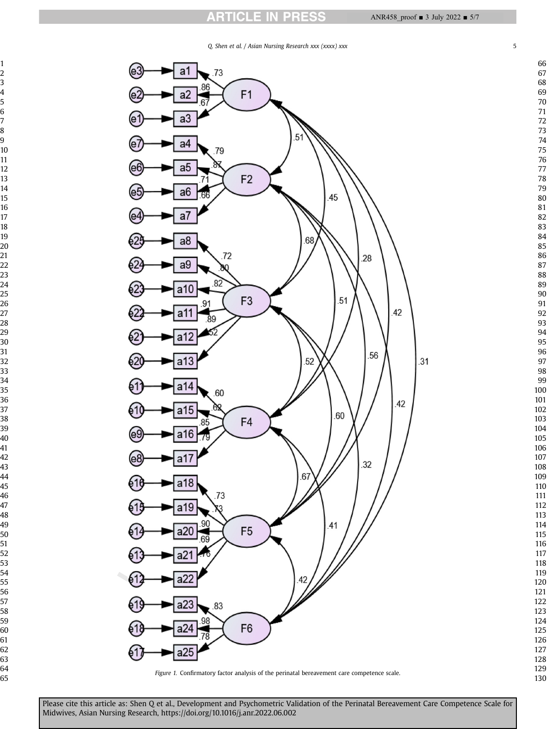Figure 1. Confirmatory factor analysis of the perinatal bereavement care competence scale.

Please cite this article as: Shen Q et al., Development and Psychometric Validation of the Perinatal Bereavement Care Competence Scale for Midwives, Asian Nursing Research, https://doi.org/10.1016/j.anr.2022.06.002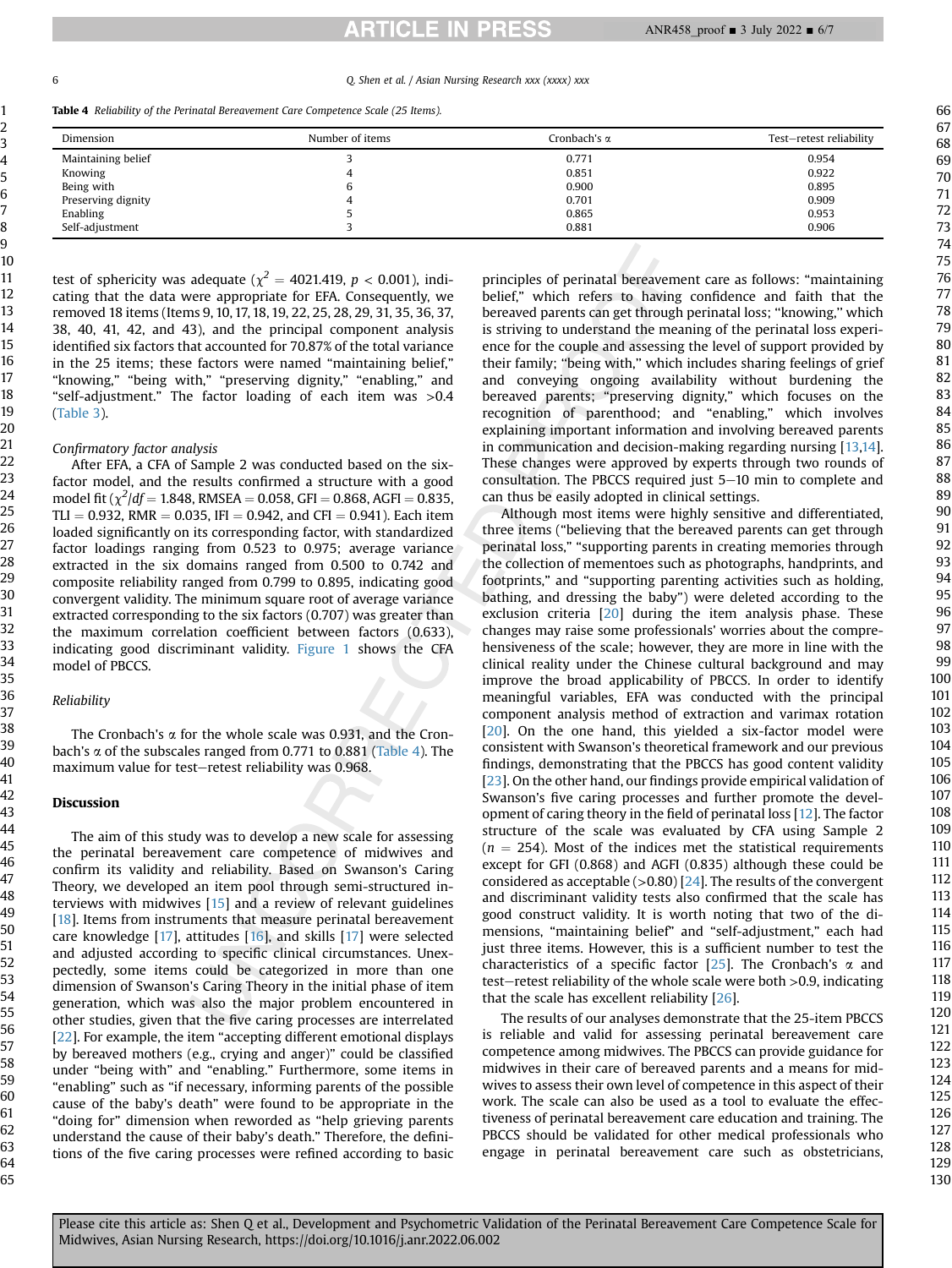Table 4 *Reliability of the Perinatal Bereavement Care Competence Scale (25 Items).*

| Dimension | Number of items | Cronbach's α | Test–retest reliability |
|---|---|---|---|
| Maintaining belief | 3 | 0.771 | 0.954 |
| Knowing | 4 | 0.851 | 0.922 |
| Being with | 6 | 0.900 | 0.895 |
| Preserving dignity | 4 | 0.701 | 0.909 |
| Enabling | 5 | 0.865 | 0.953 |
| Self-adjustment | 3 | 0.881 | 0.906 |

test of sphericity was adequate ($\chi^2 = 4021.419$, $p < 0.001$), indicating that the data were appropriate for EFA. Consequently, we removed 18 items (Items 9, 10, 17, 18, 19, 22, 25, 28, 29, 31, 35, 36, 37, 38, 40, 41, 42, and 43), and the principal component analysis identified six factors that accounted for 70.87% of the total variance in the 25 items; these factors were named "maintaining belief," "knowing," "being with," "preserving dignity," "enabling," and "self-adjustment." The factor loading of each item was >0.4 (Table 3).

*Confirmatory factor analysis*

After EFA, a CFA of Sample 2 was conducted based on the six-factor model, and the results confirmed a structure with a good model fit ($\chi^2/df = 1.848$, RMSEA = 0.058, GFI = 0.868, AGFI = 0.835, TLI = 0.932, RMR = 0.035, IFI = 0.942, and CFI = 0.941). Each item loaded significantly on its corresponding factor, with standardized factor loadings ranging from 0.523 to 0.975; average variance extracted in the six domains ranged from 0.500 to 0.742 and composite reliability ranged from 0.799 to 0.895, indicating good convergent validity. The minimum square root of average variance extracted corresponding to the six factors (0.707) was greater than the maximum correlation coefficient between factors (0.633), indicating good discriminant validity. Figure 1 shows the CFA model of PBCCS.

*Reliability*

The Cronbach's α for the whole scale was 0.931, and the Cronbach's α of the subscales ranged from 0.771 to 0.881 (Table 4). The maximum value for test–retest reliability was 0.968.

## Discussion

The aim of this study was to develop a new scale for assessing the perinatal bereavement care competence of midwives and confirm its validity and reliability. Based on Swanson's Caring Theory, we developed an item pool through semi-structured interviews with midwives [15] and a review of relevant guidelines [18]. Items from instruments that measure perinatal bereavement care knowledge [17], attitudes [16], and skills [17] were selected and adjusted according to specific clinical circumstances. Unexpectedly, some items could be categorized in more than one dimension of Swanson's Caring Theory in the initial phase of item generation, which was also the major problem encountered in other studies, given that the five caring processes are interrelated [22]. For example, the item "accepting different emotional displays by bereaved mothers (e.g., crying and anger)" could be classified under "being with" and "enabling." Furthermore, some items in "enabling" such as "if necessary, informing parents of the possible cause of the baby's death" were found to be appropriate in the "doing for" dimension when reworded as "help grieving parents understand the cause of their baby's death." Therefore, the definitions of the five caring processes were refined according to basic principles of perinatal bereavement care as follows: "maintaining belief," which refers to having confidence and faith that the bereaved parents can get through perinatal loss; "knowing," which is striving to understand the meaning of the perinatal loss experience for the couple and assessing the level of support provided by their family; "being with," which includes sharing feelings of grief and conveying ongoing availability without burdening the bereaved parents; "preserving dignity," which focuses on the recognition of parenthood; and "enabling," which involves explaining important information and involving bereaved parents in communication and decision-making regarding nursing [13,14]. These changes were approved by experts through two rounds of consultation. The PBCCS required just 5–10 min to complete and can thus be easily adopted in clinical settings.

Although most items were highly sensitive and differentiated, three items ("believing that the bereaved parents can get through perinatal loss," "supporting parents in creating memories through the collection of mementoes such as photographs, handprints, and footprints," and "supporting parenting activities such as holding, bathing, and dressing the baby") were deleted according to the exclusion criteria [20] during the item analysis phase. These changes may raise some professionals' worries about the comprehensiveness of the scale; however, they are more in line with the clinical reality under the Chinese cultural background and may improve the broad applicability of PBCCS. In order to identify meaningful variables, EFA was conducted with the principal component analysis method of extraction and varimax rotation [20]. On the one hand, this yielded a six-factor model were consistent with Swanson's theoretical framework and our previous findings, demonstrating that the PBCCS has good content validity [23]. On the other hand, our findings provide empirical validation of Swanson's five caring processes and further promote the development of caring theory in the field of perinatal loss [12]. The factor structure of the scale was evaluated by CFA using Sample 2 ($n = 254$). Most of the indices met the statistical requirements except for GFI (0.868) and AGFI (0.835) although these could be considered as acceptable (>0.80) [24]. The results of the convergent and discriminant validity tests also confirmed that the scale has good construct validity. It is worth noting that two of the dimensions, "maintaining belief" and "self-adjustment," each had just three items. However, this is a sufficient number to test the characteristics of a specific factor [25]. The Cronbach's α and test–retest reliability of the whole scale were both >0.9, indicating that the scale has excellent reliability [26].

The results of our analyses demonstrate that the 25-item PBCCS is reliable and valid for assessing perinatal bereavement care competence among midwives. The PBCCS can provide guidance for midwives in their care of bereaved parents and a means for midwives to assess their own level of competence in this aspect of their work. The scale can also be used as a tool to evaluate the effectiveness of perinatal bereavement care education and training. The PBCCS should be validated for other medical professionals who engage in perinatal bereavement care such as obstetricians,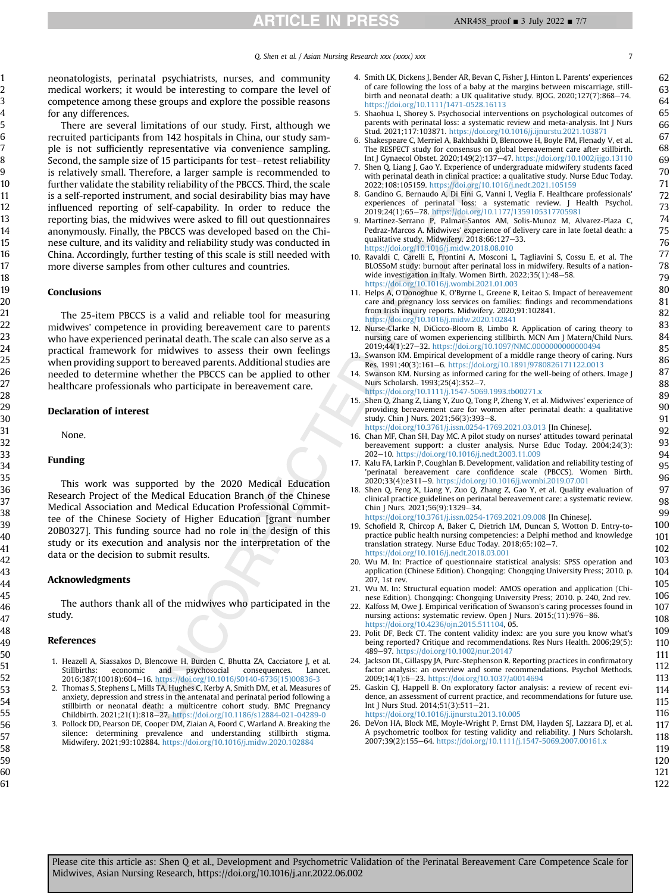neonatologists, perinatal psychiatrists, nurses, and community medical workers; it would be interesting to compare the level of competence among these groups and explore the possible reasons for any differences.

There are several limitations of our study. First, although we recruited participants from 142 hospitals in China, our study sample is not sufficiently representative via convenience sampling. Second, the sample size of 15 participants for test–retest reliability is relatively small. Therefore, a larger sample is recommended to further validate the stability reliability of the PBCCS. Third, the scale is a self-reported instrument, and social desirability bias may have influenced reporting of self-capability. In order to reduce the reporting bias, the midwives were asked to fill out questionnaires anonymously. Finally, the PBCCS was developed based on the Chinese culture, and its validity and reliability study was conducted in China. Accordingly, further testing of this scale is still needed with more diverse samples from other cultures and countries.

## Conclusions

The 25-item PBCCS is a valid and reliable tool for measuring midwives' competence in providing bereavement care to parents who have experienced perinatal death. The scale can also serve as a practical framework for midwives to assess their own feelings when providing support to bereaved parents. Additional studies are needed to determine whether the PBCCS can be applied to other healthcare professionals who participate in bereavement care.

## Declaration of interest

None.

## Funding

This work was supported by the 2020 Medical Education Research Project of the Medical Education Branch of the Chinese Medical Association and Medical Education Professional Committee of the Chinese Society of Higher Education [grant number 20B0327]. This funding source had no role in the design of this study or its execution and analysis nor the interpretation of the data or the decision to submit results.

## Acknowledgments

The authors thank all of the midwives who participated in the study.

## References

1. Heazell A, Siassakos D, Blencowe H, Burden C, Bhutta ZA, Cacciatore J, et al. Stillbirths: economic and psychosocial consequences. Lancet. 2016;387(10018):604–16. https://doi.org/10.1016/S0140-6736(15)00836-3
2. Thomas S, Stephens L, Mills TA, Hughes C, Kerby A, Smith DM, et al. Measures of anxiety, depression and stress in the antenatal and perinatal period following a stillbirth or neonatal death: a multicentre cohort study. BMC Pregnancy Childbirth. 2021;21(1):818–27. https://doi.org/10.1186/s12884-021-04289-0
3. Pollock DD, Pearson DE, Cooper DM, Ziaian T, Foord C, Warland A. Breaking the silence: determining prevalence and understanding stillbirth stigma. Midwifery. 2021;93:102884. https://doi.org/10.1016/j.midw.2020.102884
4. Smith LK, Dickens J, Bender AR, Bevan C, Fisher J, Hinton L. Parents' experiences of care following the loss of a baby at the margins between miscarriage, stillbirth and neonatal death: a UK qualitative study. BJOG. 2020;127(7):868–74. https://doi.org/10.1111/1471-0528.16113
5. Shaohua L, Shorey S. Psychosocial interventions on psychological outcomes of parents with perinatal loss: a systematic review and meta-analysis. Int J Nurs Stud. 2021;117:103871. https://doi.org/10.1016/j.ijnurstu.2021.103871
6. Shakespeare C, Merriel A, Bakhbakhi D, Blencowe H, Boyle FM, Flenady V, et al. The RESPECT study for consensus on global bereavement care after stillbirth. Int J Gynaecol Obstet. 2020;149(2):137–47. https://doi.org/10.1002/ijgo.13110
7. Shen Q, Liang J, Gao Y. Experience of undergraduate midwifery students faced with perinatal death in clinical practice: a qualitative study. Nurse Educ Today. 2022;108:105159. https://doi.org/10.1016/j.nedt.2021.105159
8. Gandino G, Bernaudo A, Di Fini G, Vanni I, Veglia F. Healthcare professionals' experiences of perinatal loss: a systematic review. J Health Psychol. 2019;24(1):65–78. https://doi.org/10.1177/1359105317705981
9. Martinez-Serrano P, Palmar-Santos AM, Solis-Munoz M, Alvarez-Plaza C, Pedraz-Marcos A. Midwives' experience of delivery care in late foetal death: a qualitative study. Midwifery. 2018;66:127–33. https://doi.org/10.1016/j.midw.2018.08.010
10. Ravaldi C, Carelli E, Frontini A, Mosconi L, Tagliavini S, Cossu E, et al. The BLOSSoM study: burnout after perinatal loss in midwifery. Results of a nationwide investigation in Italy. Women Birth. 2022;35(1):48–58. https://doi.org/10.1016/j.wombi.2021.01.003
11. Helps A, O'Donoghue K, O'Byrne L, Greene R, Leitao S. Impact of bereavement care and pregnancy loss services on families: findings and recommendations from Irish inquiry reports. Midwifery. 2020;91:102841. https://doi.org/10.1016/j.midw.2020.102841
12. Nurse-Clarke N, DiCicco-Bloom B, Limbo R. Application of caring theory to nursing care of women experiencing stillbirth. MCN Am J Matern/Child Nurs. 2019;44(1):27–32. https://doi.org/10.1097/NMC.0000000000000494
13. Swanson KM. Empirical development of a middle range theory of caring. Nurs Res. 1991;40(3):161–6. https://doi.org/10.1891/9780826171122.0013
14. Swanson KM. Nursing as informed caring for the well-being of others. Image J Nurs Scholarsh. 1993;25(4):352–7. https://doi.org/10.1111/j.1547-5069.1993.tb00271.x
15. Shen Q, Zhang Z, Liang Y, Zuo Q, Tong P, Zheng Y, et al. Midwives' experience of providing bereavement care for women after perinatal death: a qualitative study. Chin J Nurs. 2021;56(3):393–8. https://doi.org/10.3761/j.issn.0254-1769.2021.03.013 [In Chinese].
16. Chan MF, Chan SH, Day MC. A pilot study on nurses' attitudes toward perinatal bereavement support: a cluster analysis. Nurse Educ Today. 2004;24(3):202–10. https://doi.org/10.1016/j.nedt.2003.11.009
17. Kalu FA, Larkin P, Coughlan B. Development, validation and reliability testing of 'perinatal bereavement care confidence scale (PBCCS). Women Birth. 2020;33(4):e311–9. https://doi.org/10.1016/j.wombi.2019.07.001
18. Shen Q, Feng X, Liang Y, Zuo Q, Zhang Z, Gao Y, et al. Quality evaluation of clinical practice guidelines on perinatal bereavement care: a systematic review. Chin J Nurs. 2021;56(9):1329–34. https://doi.org/10.3761/j.issn.0254-1769.2021.09.008 [In Chinese].
19. Schofield R, Chircop A, Baker C, Dietrich LM, Duncan S, Wotton D. Entry-to-practice public health nursing competencies: a Delphi method and knowledge translation strategy. Nurse Educ Today. 2018;65:102–7. https://doi.org/10.1016/j.nedt.2018.03.001
20. Wu M. In: Practice of questionnaire statistical analysis: SPSS operation and application (Chinese Edition). Chongqing: Chongqing University Press; 2010. p. 207, 1st rev.
21. Wu M. In: Structural equation model: AMOS operation and application (Chinese Edition). Chongqing: Chongqing University Press; 2010. p. 240, 2nd rev.
22. Kalfoss M, Owe J. Empirical verification of Swanson's caring processes found in nursing actions: systematic review. Open J Nurs. 2015;(11):976–86. https://doi.org/10.4236/ojn.2015.511104, 05.
23. Polit DF, Beck CT. The content validity index: are you sure you know what's being reported? Critique and recommendations. Res Nurs Health. 2006;29(5):489–97. https://doi.org/10.1002/nur.20147
24. Jackson DL, Gillaspy JA, Purc-Stephenson R. Reporting practices in confirmatory factor analysis: an overview and some recommendations. Psychol Methods. 2009;14(1):6–23. https://doi.org/10.1037/a0014694
25. Gaskin CJ, Happell B. On exploratory factor analysis: a review of recent evidence, an assessment of current practice, and recommendations for future use. Int J Nurs Stud. 2014;51(3):511–21. https://doi.org/10.1016/j.ijnurstu.2013.10.005
26. DeVon HA, Block ME, Moyle-Wright P, Ernst DM, Hayden SJ, Lazzara DJ, et al. A psychometric toolbox for testing validity and reliability. J Nurs Scholarsh. 2007;39(2):155–64. https://doi.org/10.1111/j.1547-5069.2007.00161.x

Please cite this article as: Shen Q et al., Development and Psychometric Validation of the Perinatal Bereavement Care Competence Scale for Midwives, Asian Nursing Research, https://doi.org/10.1016/j.anr.2022.06.002